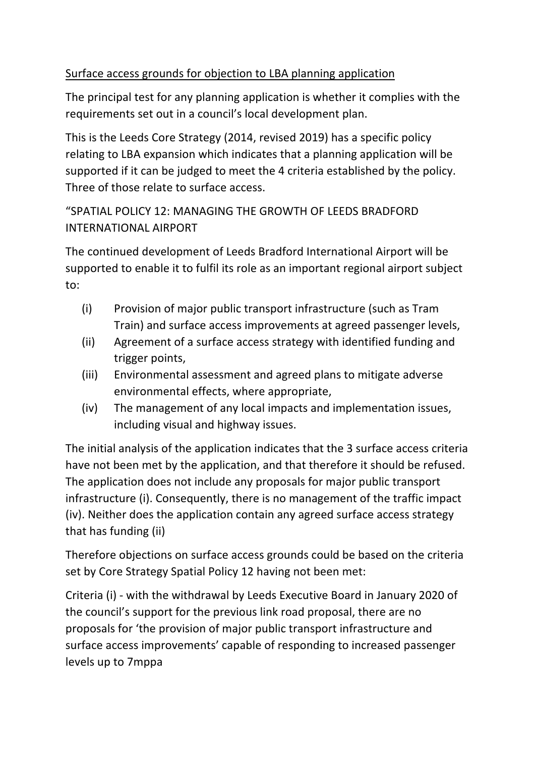<u>Surface access grounds for objection to LBA planning application</u>

The principal test for any planning application is whether it complies with the requirements set out in a council's local development plan.

This is the Leeds Core Strategy (2014, revised 2019) has a specific policy relating to LBA expansion which indicates that a planning application will be supported if it can be judged to meet the 4 criteria established by the policy. Three of those relate to surface access.

"SPATIAL POLICY 12: MANAGING THE GROWTH OF LEEDS BRADFORD INTERNATIONAL AIRPORT

The continued development of Leeds Bradford International Airport will be supported to enable it to fulfil its role as an important regional airport subject to:

(i) Provision of major public transport infrastructure (such as Tram Train) and surface access improvements at agreed passenger levels,

(ii) Agreement of a surface access strategy with identified funding and trigger points,

(iii) Environmental assessment and agreed plans to mitigate adverse environmental effects, where appropriate,

(iv) The management of any local impacts and implementation issues, including visual and highway issues.

The initial analysis of the application indicates that the 3 surface access criteria have not been met by the application, and that therefore it should be refused. The application does not include any proposals for major public transport infrastructure (i). Consequently, there is no management of the traffic impact (iv). Neither does the application contain any agreed surface access strategy that has funding (ii)

Therefore objections on surface access grounds could be based on the criteria set by Core Strategy Spatial Policy 12 having not been met:

Criteria (i) - with the withdrawal by Leeds Executive Board in January 2020 of the council's support for the previous link road proposal, there are no proposals for 'the provision of major public transport infrastructure and surface access improvements' capable of responding to increased passenger levels up to 7mppa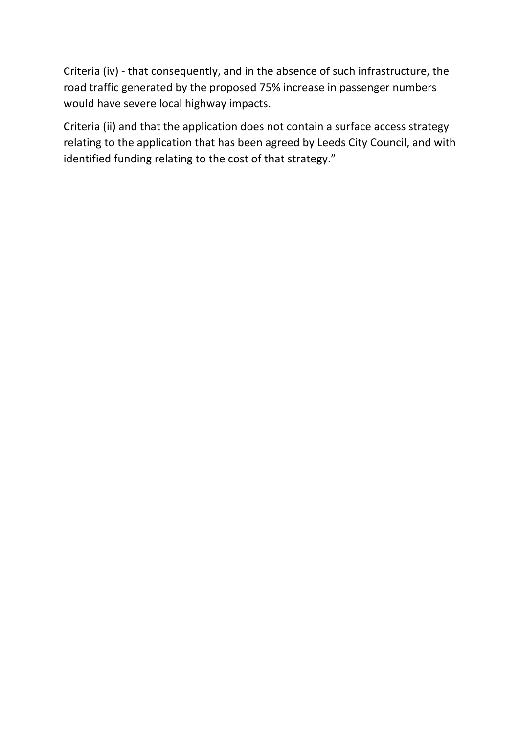Criteria (iv) - that consequently, and in the absence of such infrastructure, the road traffic generated by the proposed 75% increase in passenger numbers would have severe local highway impacts.

Criteria (ii) and that the application does not contain a surface access strategy relating to the application that has been agreed by Leeds City Council, and with identified funding relating to the cost of that strategy."